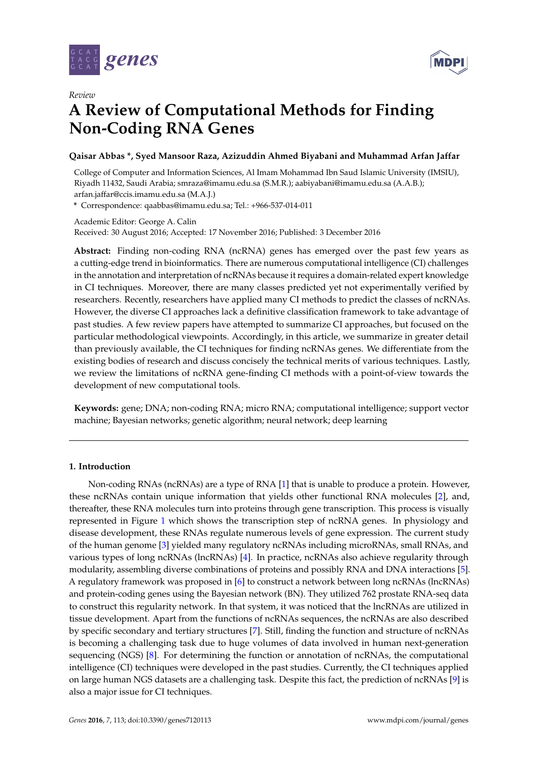*Review*

# A Review of Computational Methods for Finding Non-Coding RNA Genes

**Qaisar Abbas \*, Syed Mansoor Raza, Azizuddin Ahmed Biyabani and Muhammad Arfan Jaffar**

College of Computer and Information Sciences, Al Imam Mohammad Ibn Saud Islamic University (IMSIU), Riyadh 11432, Saudi Arabia; smraza@imamu.edu.sa (S.M.R.); aabiyabani@imamu.edu.sa (A.A.B.); arfan.jaffar@ccis.imamu.edu.sa (M.A.J.)

\* Correspondence: qaabbas@imamu.edu.sa; Tel.: +966-537-014-011

Academic Editor: George A. Calin

Received: 30 August 2016; Accepted: 17 November 2016; Published: 3 December 2016

**Abstract:** Finding non-coding RNA (ncRNA) genes has emerged over the past few years as a cutting-edge trend in bioinformatics. There are numerous computational intelligence (CI) challenges in the annotation and interpretation of ncRNAs because it requires a domain-related expert knowledge in CI techniques. Moreover, there are many classes predicted yet not experimentally verified by researchers. Recently, researchers have applied many CI methods to predict the classes of ncRNAs. However, the diverse CI approaches lack a definitive classification framework to take advantage of past studies. A few review papers have attempted to summarize CI approaches, but focused on the particular methodological viewpoints. Accordingly, in this article, we summarize in greater detail than previously available, the CI techniques for finding ncRNAs genes. We differentiate from the existing bodies of research and discuss concisely the technical merits of various techniques. Lastly, we review the limitations of ncRNA gene-finding CI methods with a point-of-view towards the development of new computational tools.

**Keywords:** gene; DNA; non-coding RNA; micro RNA; computational intelligence; support vector machine; Bayesian networks; genetic algorithm; neural network; deep learning

## 1. Introduction

Non-coding RNAs (ncRNAs) are a type of RNA [1] that is unable to produce a protein. However, these ncRNAs contain unique information that yields other functional RNA molecules [2], and, thereafter, these RNA molecules turn into proteins through gene transcription. This process is visually represented in Figure 1 which shows the transcription step of ncRNA genes. In physiology and disease development, these RNAs regulate numerous levels of gene expression. The current study of the human genome [3] yielded many regulatory ncRNAs including microRNAs, small RNAs, and various types of long ncRNAs (lncRNAs) [4]. In practice, ncRNAs also achieve regularity through modularity, assembling diverse combinations of proteins and possibly RNA and DNA interactions [5]. A regulatory framework was proposed in [6] to construct a network between long ncRNAs (lncRNAs) and protein-coding genes using the Bayesian network (BN). They utilized 762 prostate RNA-seq data to construct this regularity network. In that system, it was noticed that the lncRNAs are utilized in tissue development. Apart from the functions of ncRNAs sequences, the ncRNAs are also described by specific secondary and tertiary structures [7]. Still, finding the function and structure of ncRNAs is becoming a challenging task due to huge volumes of data involved in human next-generation sequencing (NGS) [8]. For determining the function or annotation of ncRNAs, the computational intelligence (CI) techniques were developed in the past studies. Currently, the CI techniques applied on large human NGS datasets are a challenging task. Despite this fact, the prediction of ncRNAs [9] is also a major issue for CI techniques.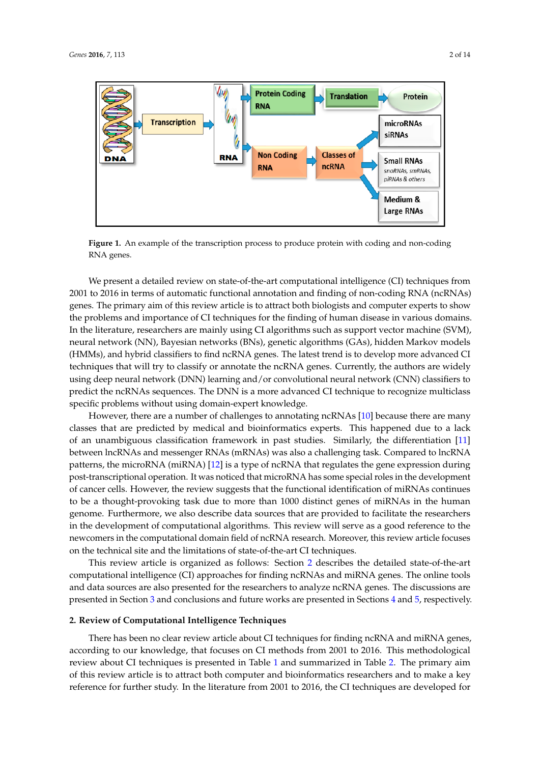DNA

Transcription

RNA

Protein Coding RNA

Translation

Protein

Non Coding RNA

Classes of ncRNA

microRNAs
siRNAs

Small RNAs
snoRNAs, smRNAs, piRNAs & others

Medium & Large RNAs

**Figure 1.** An example of the transcription process to produce protein with coding and non-coding RNA genes.

We present a detailed review on state-of-the-art computational intelligence (CI) techniques from 2001 to 2016 in terms of automatic functional annotation and finding of non-coding RNA (ncRNAs) genes. The primary aim of this review article is to attract both biologists and computer experts to show the problems and importance of CI techniques for the finding of human disease in various domains. In the literature, researchers are mainly using CI algorithms such as support vector machine (SVM), neural network (NN), Bayesian networks (BNs), genetic algorithms (GAs), hidden Markov models (HMMs), and hybrid classifiers to find ncRNA genes. The latest trend is to develop more advanced CI techniques that will try to classify or annotate the ncRNA genes. Currently, the authors are widely using deep neural network (DNN) learning and/or convolutional neural network (CNN) classifiers to predict the ncRNAs sequences. The DNN is a more advanced CI technique to recognize multiclass specific problems without using domain-expert knowledge.

However, there are a number of challenges to annotating ncRNAs [10] because there are many classes that are predicted by medical and bioinformatics experts. This happened due to a lack of an unambiguous classification framework in past studies. Similarly, the differentiation [11] between lncRNAs and messenger RNAs (mRNAs) was also a challenging task. Compared to lncRNA patterns, the microRNA (miRNA) [12] is a type of ncRNA that regulates the gene expression during post-transcriptional operation. It was noticed that microRNA has some special roles in the development of cancer cells. However, the review suggests that the functional identification of miRNAs continues to be a thought-provoking task due to more than 1000 distinct genes of miRNAs in the human genome. Furthermore, we also describe data sources that are provided to facilitate the researchers in the development of computational algorithms. This review will serve as a good reference to the newcomers in the computational domain field of ncRNA research. Moreover, this review article focuses on the technical site and the limitations of state-of-the-art CI techniques.

This review article is organized as follows: Section 2 describes the detailed state-of-the-art computational intelligence (CI) approaches for finding ncRNAs and miRNA genes. The online tools and data sources are also presented for the researchers to analyze ncRNA genes. The discussions are presented in Section 3 and conclusions and future works are presented in Sections 4 and 5, respectively.

## 2. Review of Computational Intelligence Techniques

There has been no clear review article about CI techniques for finding ncRNA and miRNA genes, according to our knowledge, that focuses on CI methods from 2001 to 2016. This methodological review about CI techniques is presented in Table 1 and summarized in Table 2. The primary aim of this review article is to attract both computer and bioinformatics researchers and to make a key reference for further study. In the literature from 2001 to 2016, the CI techniques are developed for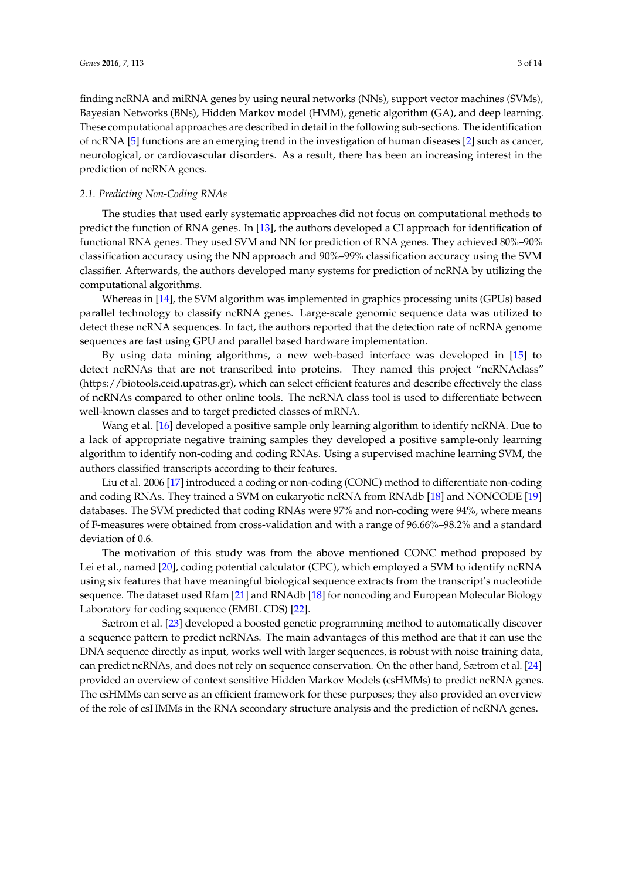finding ncRNA and miRNA genes by using neural networks (NNs), support vector machines (SVMs), Bayesian Networks (BNs), Hidden Markov model (HMM), genetic algorithm (GA), and deep learning. These computational approaches are described in detail in the following sub-sections. The identification of ncRNA [5] functions are an emerging trend in the investigation of human diseases [2] such as cancer, neurological, or cardiovascular disorders. As a result, there has been an increasing interest in the prediction of ncRNA genes.

### *2.1. Predicting Non-Coding RNAs*

The studies that used early systematic approaches did not focus on computational methods to predict the function of RNA genes. In [13], the authors developed a CI approach for identification of functional RNA genes. They used SVM and NN for prediction of RNA genes. They achieved 80%–90% classification accuracy using the NN approach and 90%–99% classification accuracy using the SVM classifier. Afterwards, the authors developed many systems for prediction of ncRNA by utilizing the computational algorithms.

Whereas in [14], the SVM algorithm was implemented in graphics processing units (GPUs) based parallel technology to classify ncRNA genes. Large-scale genomic sequence data was utilized to detect these ncRNA sequences. In fact, the authors reported that the detection rate of ncRNA genome sequences are fast using GPU and parallel based hardware implementation.

By using data mining algorithms, a new web-based interface was developed in [15] to detect ncRNAs that are not transcribed into proteins. They named this project "ncRNAclass" (https://biotools.ceid.upatras.gr), which can select efficient features and describe effectively the class of ncRNAs compared to other online tools. The ncRNA class tool is used to differentiate between well-known classes and to target predicted classes of mRNA.

Wang et al. [16] developed a positive sample only learning algorithm to identify ncRNA. Due to a lack of appropriate negative training samples they developed a positive sample-only learning algorithm to identify non-coding and coding RNAs. Using a supervised machine learning SVM, the authors classified transcripts according to their features.

Liu et al. 2006 [17] introduced a coding or non-coding (CONC) method to differentiate non-coding and coding RNAs. They trained a SVM on eukaryotic ncRNA from RNAdb [18] and NONCODE [19] databases. The SVM predicted that coding RNAs were 97% and non-coding were 94%, where means of F-measures were obtained from cross-validation and with a range of 96.66%–98.2% and a standard deviation of 0.6.

The motivation of this study was from the above mentioned CONC method proposed by Lei et al., named [20], coding potential calculator (CPC), which employed a SVM to identify ncRNA using six features that have meaningful biological sequence extracts from the transcript's nucleotide sequence. The dataset used Rfam [21] and RNAdb [18] for noncoding and European Molecular Biology Laboratory for coding sequence (EMBL CDS) [22].

Sætrom et al. [23] developed a boosted genetic programming method to automatically discover a sequence pattern to predict ncRNAs. The main advantages of this method are that it can use the DNA sequence directly as input, works well with larger sequences, is robust with noise training data, can predict ncRNAs, and does not rely on sequence conservation. On the other hand, Sætrom et al. [24] provided an overview of context sensitive Hidden Markov Models (csHMMs) to predict ncRNA genes. The csHMMs can serve as an efficient framework for these purposes; they also provided an overview of the role of csHMMs in the RNA secondary structure analysis and the prediction of ncRNA genes.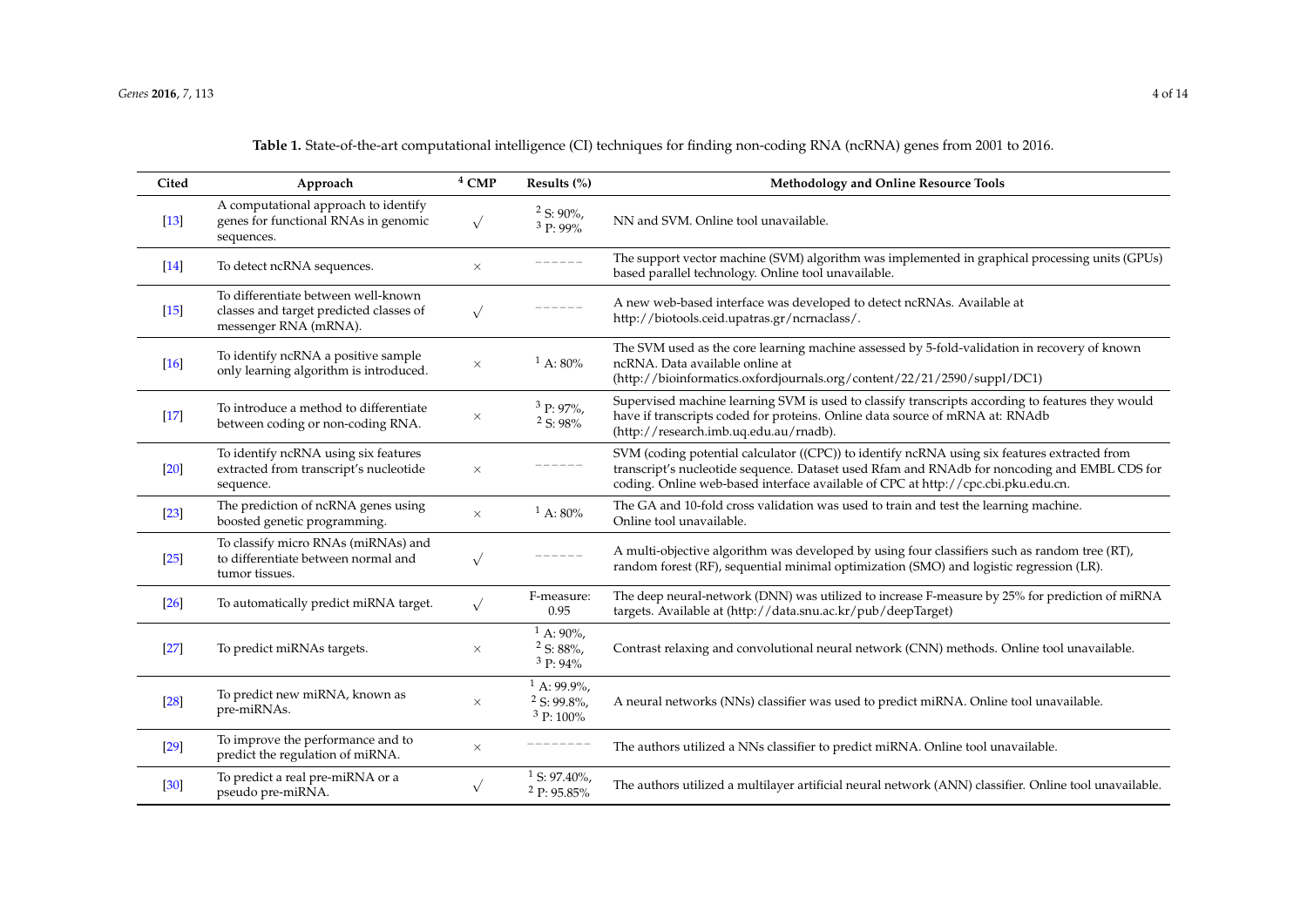**Table 1.** State-of-the-art computational intelligence (CI) techniques for finding non-coding RNA (ncRNA) genes from 2001 to 2016.

| Cited | Approach | [4] CMP | Results (%) | Methodology and Online Resource Tools |
|---|---|---|---|---|
| [13] | A computational approach to identify genes for functional RNAs in genomic sequences. | √ | [2] S: 90%, [3] P: 99% | NN and SVM. Online tool unavailable. |
| [14] | To detect ncRNA sequences. | × | ------ | The support vector machine (SVM) algorithm was implemented in graphical processing units (GPUs) based parallel technology. Online tool unavailable. |
| [15] | To differentiate between well-known classes and target predicted classes of messenger RNA (mRNA). | √ | ------ | A new web-based interface was developed to detect ncRNAs. Available at http://biotools.ceid.upatras.gr/ncrnaclass/. |
| [16] | To identify ncRNA a positive sample only learning algorithm is introduced. | × | [1] A: 80% | The SVM used as the core learning machine assessed by 5-fold-validation in recovery of known ncRNA. Data available online at (http://bioinformatics.oxfordjournals.org/content/22/21/2590/suppl/DC1) |
| [17] | To introduce a method to differentiate between coding or non-coding RNA. | × | [3] P: 97%, [2] S: 98% | Supervised machine learning SVM is used to classify transcripts according to features they would have if transcripts coded for proteins. Online data source of mRNA at: RNAdb (http://research.imb.uq.edu.au/rnadb). |
| [20] | To identify ncRNA using six features extracted from transcript's nucleotide sequence. | × | ------ | SVM (coding potential calculator ((CPC)) to identify ncRNA using six features extracted from transcript's nucleotide sequence. Dataset used Rfam and RNAdb for noncoding and EMBL CDS for coding. Online web-based interface available of CPC at http://cpc.cbi.pku.edu.cn. |
| [23] | The prediction of ncRNA genes using boosted genetic programming. | × | [1] A: 80% | The GA and 10-fold cross validation was used to train and test the learning machine. Online tool unavailable. |
| [25] | To classify micro RNAs (miRNAs) and to differentiate between normal and tumor tissues. | √ | ------ | A multi-objective algorithm was developed by using four classifiers such as random tree (RT), random forest (RF), sequential minimal optimization (SMO) and logistic regression (LR). |
| [26] | To automatically predict miRNA target. | √ | F-measure: 0.95 | The deep neural-network (DNN) was utilized to increase F-measure by 25% for prediction of miRNA targets. Available at (http://data.snu.ac.kr/pub/deepTarget) |
| [27] | To predict miRNAs targets. | × | [1] A: 90%, [2] S: 88%, [3] P: 94% | Contrast relaxing and convolutional neural network (CNN) methods. Online tool unavailable. |
| [28] | To predict new miRNA, known as pre-miRNAs. | × | [1] A: 99.9%, [2] S: 99.8%, [3] P: 100% | A neural networks (NNs) classifier was used to predict miRNA. Online tool unavailable. |
| [29] | To improve the performance and to predict the regulation of miRNA. | × | -------- | The authors utilized a NNs classifier to predict miRNA. Online tool unavailable. |
| [30] | To predict a real pre-miRNA or a pseudo pre-miRNA. | √ | [1] S: 97.40%, [2] P: 95.85% | The authors utilized a multilayer artificial neural network (ANN) classifier. Online tool unavailable. |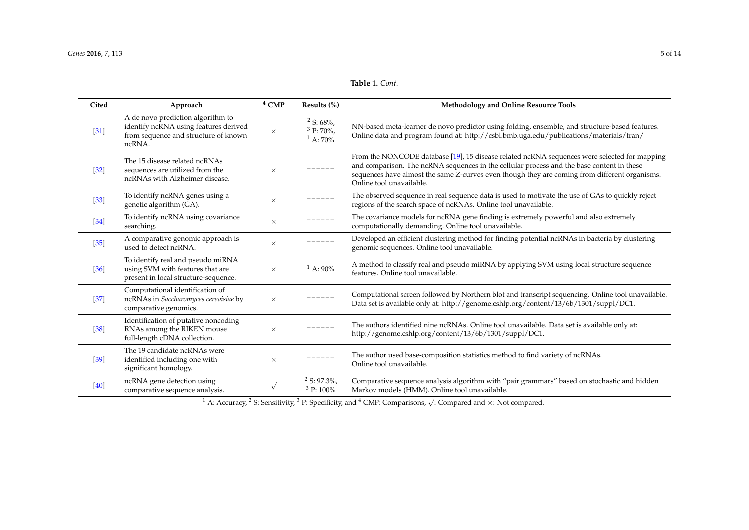**Table 1.** *Cont.*

| Cited | Approach | [4] CMP | Results (%) | Methodology and Online Resource Tools |
|---|---|---|---|---|
| [31] | A de novo prediction algorithm to identify ncRNA using features derived from sequence and structure of known ncRNA. | × | [2] S: 68%, [3] P: 70%, [1] A: 70% | NN-based meta-learner de novo predictor using folding, ensemble, and structure-based features. Online data and program found at: http://csbl.bmb.uga.edu/publications/materials/tran/ |
| [32] | The 15 disease related ncRNAs sequences are utilized from the ncRNAs with Alzheimer disease. | × | ------ | From the NONCODE database [19], 15 disease related ncRNA sequences were selected for mapping and comparison. The ncRNA sequences in the cellular process and the base content in these sequences have almost the same Z-curves even though they are coming from different organisms. Online tool unavailable. |
| [33] | To identify ncRNA genes using a genetic algorithm (GA). | × | ------ | The observed sequence in real sequence data is used to motivate the use of GAs to quickly reject regions of the search space of ncRNAs. Online tool unavailable. |
| [34] | To identify ncRNA using covariance searching. | × | ------ | The covariance models for ncRNA gene finding is extremely powerful and also extremely computationally demanding. Online tool unavailable. |
| [35] | A comparative genomic approach is used to detect ncRNA. | × | ------ | Developed an efficient clustering method for finding potential ncRNAs in bacteria by clustering genomic sequences. Online tool unavailable. |
| [36] | To identify real and pseudo miRNA using SVM with features that are present in local structure-sequence. | × | [1] A: 90% | A method to classify real and pseudo miRNA by applying SVM using local structure sequence features. Online tool unavailable. |
| [37] | Computational identification of ncRNAs in *Saccharomyces cerevisiae* by comparative genomics. | × | ------ | Computational screen followed by Northern blot and transcript sequencing. Online tool unavailable. Data set is available only at: http://genome.cshlp.org/content/13/6b/1301/suppl/DC1. |
| [38] | Identification of putative noncoding RNAs among the RIKEN mouse full-length cDNA collection. | × | ------ | The authors identified nine ncRNAs. Online tool unavailable. Data set is available only at: http://genome.cshlp.org/content/13/6b/1301/suppl/DC1. |
| [39] | The 19 candidate ncRNAs were identified including one with significant homology. | × | ------ | The author used base-composition statistics method to find variety of ncRNAs. Online tool unavailable. |
| [40] | ncRNA gene detection using comparative sequence analysis. | √ | [2] S: 97.3%, [3] P: 100% | Comparative sequence analysis algorithm with "pair grammars" based on stochastic and hidden Markov models (HMM). Online tool unavailable. |

[1] A: Accuracy, [2] S: Sensitivity, [3] P: Specificity, and [4] CMP: Comparisons, √: Compared and ×: Not compared.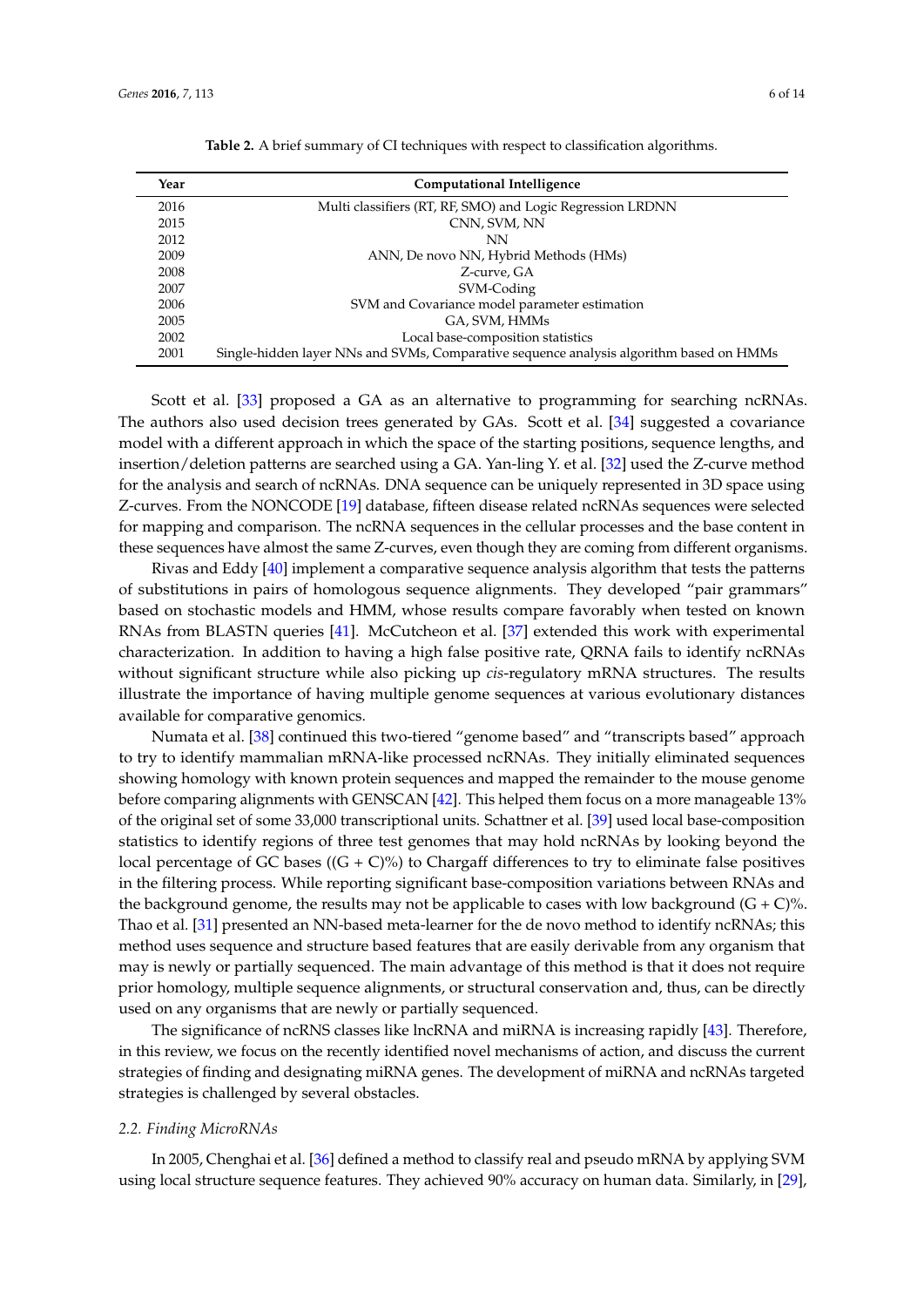**Table 2.** A brief summary of CI techniques with respect to classification algorithms.

| Year | Computational Intelligence |
|---|---|
| 2016 | Multi classifiers (RT, RF, SMO) and Logic Regression LRDNN |
| 2015 | CNN, SVM, NN |
| 2012 | NN |
| 2009 | ANN, De novo NN, Hybrid Methods (HMs) |
| 2008 | Z-curve, GA |
| 2007 | SVM-Coding |
| 2006 | SVM and Covariance model parameter estimation |
| 2005 | GA, SVM, HMMs |
| 2002 | Local base-composition statistics |
| 2001 | Single-hidden layer NNs and SVMs, Comparative sequence analysis algorithm based on HMMs |

Scott et al. [33] proposed a GA as an alternative to programming for searching ncRNAs. The authors also used decision trees generated by GAs. Scott et al. [34] suggested a covariance model with a different approach in which the space of the starting positions, sequence lengths, and insertion/deletion patterns are searched using a GA. Yan-ling Y. et al. [32] used the Z-curve method for the analysis and search of ncRNAs. DNA sequence can be uniquely represented in 3D space using Z-curves. From the NONCODE [19] database, fifteen disease related ncRNAs sequences were selected for mapping and comparison. The ncRNA sequences in the cellular processes and the base content in these sequences have almost the same Z-curves, even though they are coming from different organisms.

Rivas and Eddy [40] implement a comparative sequence analysis algorithm that tests the patterns of substitutions in pairs of homologous sequence alignments. They developed "pair grammars" based on stochastic models and HMM, whose results compare favorably when tested on known RNAs from BLASTN queries [41]. McCutcheon et al. [37] extended this work with experimental characterization. In addition to having a high false positive rate, QRNA fails to identify ncRNAs without significant structure while also picking up *cis*-regulatory mRNA structures. The results illustrate the importance of having multiple genome sequences at various evolutionary distances available for comparative genomics.

Numata et al. [38] continued this two-tiered "genome based" and "transcripts based" approach to try to identify mammalian mRNA-like processed ncRNAs. They initially eliminated sequences showing homology with known protein sequences and mapped the remainder to the mouse genome before comparing alignments with GENSCAN [42]. This helped them focus on a more manageable 13% of the original set of some 33,000 transcriptional units. Schattner et al. [39] used local base-composition statistics to identify regions of three test genomes that may hold ncRNAs by looking beyond the local percentage of GC bases ((G + C)%) to Chargaff differences to try to eliminate false positives in the filtering process. While reporting significant base-composition variations between RNAs and the background genome, the results may not be applicable to cases with low background (G + C)%. Thao et al. [31] presented an NN-based meta-learner for the de novo method to identify ncRNAs; this method uses sequence and structure based features that are easily derivable from any organism that may is newly or partially sequenced. The main advantage of this method is that it does not require prior homology, multiple sequence alignments, or structural conservation and, thus, can be directly used on any organisms that are newly or partially sequenced.

The significance of ncRNS classes like lncRNA and miRNA is increasing rapidly [43]. Therefore, in this review, we focus on the recently identified novel mechanisms of action, and discuss the current strategies of finding and designating miRNA genes. The development of miRNA and ncRNAs targeted strategies is challenged by several obstacles.

### 2.2. Finding MicroRNAs

In 2005, Chenghai et al. [36] defined a method to classify real and pseudo mRNA by applying SVM using local structure sequence features. They achieved 90% accuracy on human data. Similarly, in [29],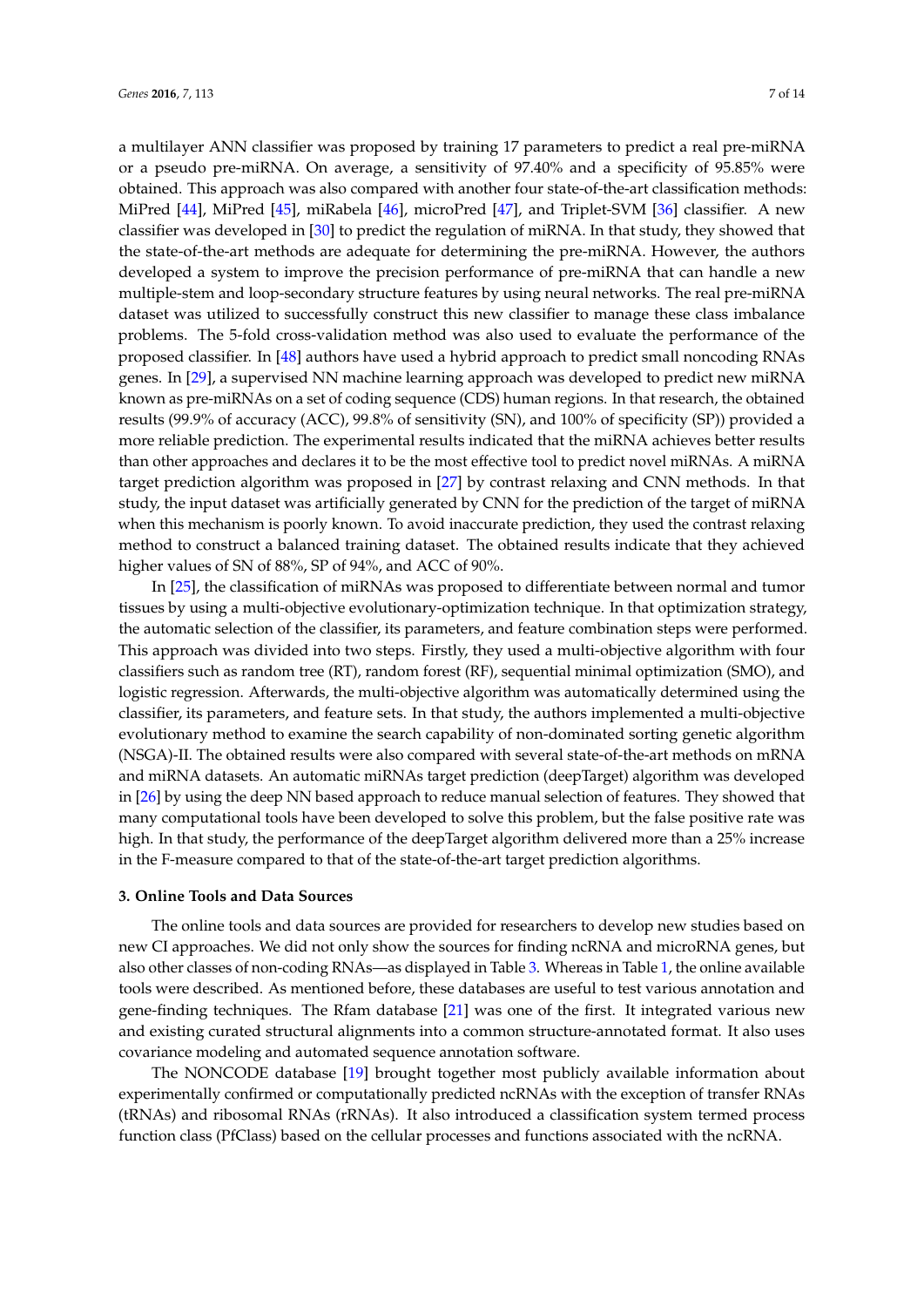a multilayer ANN classifier was proposed by training 17 parameters to predict a real pre-miRNA or a pseudo pre-miRNA. On average, a sensitivity of 97.40% and a specificity of 95.85% were obtained. This approach was also compared with another four state-of-the-art classification methods: MiPred [44], MiPred [45], miRabela [46], microPred [47], and Triplet-SVM [36] classifier. A new classifier was developed in [30] to predict the regulation of miRNA. In that study, they showed that the state-of-the-art methods are adequate for determining the pre-miRNA. However, the authors developed a system to improve the precision performance of pre-miRNA that can handle a new multiple-stem and loop-secondary structure features by using neural networks. The real pre-miRNA dataset was utilized to successfully construct this new classifier to manage these class imbalance problems. The 5-fold cross-validation method was also used to evaluate the performance of the proposed classifier. In [48] authors have used a hybrid approach to predict small noncoding RNAs genes. In [29], a supervised NN machine learning approach was developed to predict new miRNA known as pre-miRNAs on a set of coding sequence (CDS) human regions. In that research, the obtained results (99.9% of accuracy (ACC), 99.8% of sensitivity (SN), and 100% of specificity (SP)) provided a more reliable prediction. The experimental results indicated that the miRNA achieves better results than other approaches and declares it to be the most effective tool to predict novel miRNAs. A miRNA target prediction algorithm was proposed in [27] by contrast relaxing and CNN methods. In that study, the input dataset was artificially generated by CNN for the prediction of the target of miRNA when this mechanism is poorly known. To avoid inaccurate prediction, they used the contrast relaxing method to construct a balanced training dataset. The obtained results indicate that they achieved higher values of SN of 88%, SP of 94%, and ACC of 90%.

In [25], the classification of miRNAs was proposed to differentiate between normal and tumor tissues by using a multi-objective evolutionary-optimization technique. In that optimization strategy, the automatic selection of the classifier, its parameters, and feature combination steps were performed. This approach was divided into two steps. Firstly, they used a multi-objective algorithm with four classifiers such as random tree (RT), random forest (RF), sequential minimal optimization (SMO), and logistic regression. Afterwards, the multi-objective algorithm was automatically determined using the classifier, its parameters, and feature sets. In that study, the authors implemented a multi-objective evolutionary method to examine the search capability of non-dominated sorting genetic algorithm (NSGA)-II. The obtained results were also compared with several state-of-the-art methods on mRNA and miRNA datasets. An automatic miRNAs target prediction (deepTarget) algorithm was developed in [26] by using the deep NN based approach to reduce manual selection of features. They showed that many computational tools have been developed to solve this problem, but the false positive rate was high. In that study, the performance of the deepTarget algorithm delivered more than a 25% increase in the F-measure compared to that of the state-of-the-art target prediction algorithms.

### 3. Online Tools and Data Sources

The online tools and data sources are provided for researchers to develop new studies based on new CI approaches. We did not only show the sources for finding ncRNA and microRNA genes, but also other classes of non-coding RNAs—as displayed in Table 3. Whereas in Table 1, the online available tools were described. As mentioned before, these databases are useful to test various annotation and gene-finding techniques. The Rfam database [21] was one of the first. It integrated various new and existing curated structural alignments into a common structure-annotated format. It also uses covariance modeling and automated sequence annotation software.

The NONCODE database [19] brought together most publicly available information about experimentally confirmed or computationally predicted ncRNAs with the exception of transfer RNAs (tRNAs) and ribosomal RNAs (rRNAs). It also introduced a classification system termed process function class (PfClass) based on the cellular processes and functions associated with the ncRNA.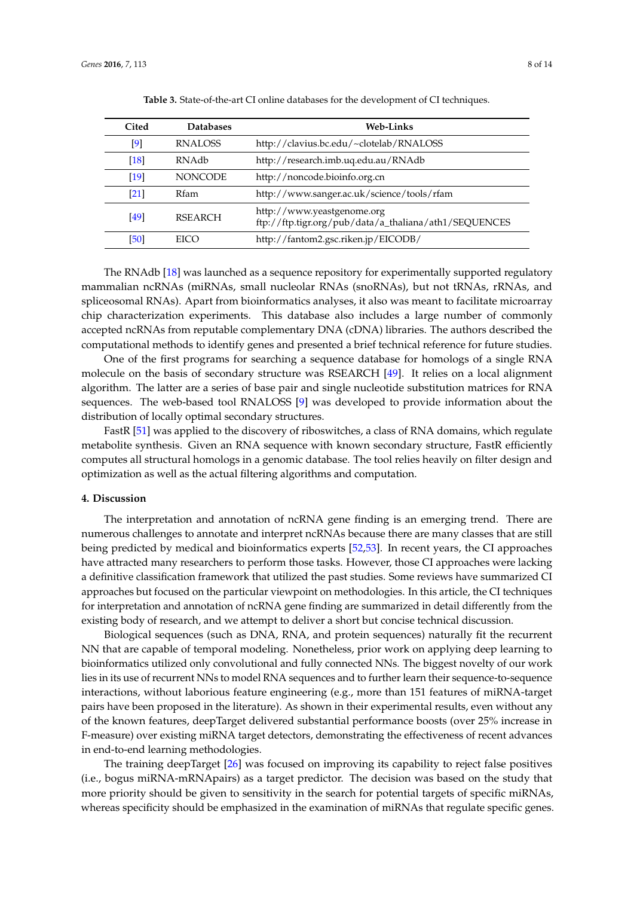**Table 3.** State-of-the-art CI online databases for the development of CI techniques.

| Cited | Databases | Web-Links |
|---|---|---|
| [9] | RNALOSS | http://clavius.bc.edu/~clotelab/RNALOSS |
| [18] | RNAdb | http://research.imb.uq.edu.au/RNAdb |
| [19] | NONCODE | http://noncode.bioinfo.org.cn |
| [21] | Rfam | http://www.sanger.ac.uk/science/tools/rfam |
| [49] | RSEARCH | http://www.yeastgenome.org ftp://ftp.tigr.org/pub/data/a_thaliana/ath1/SEQUENCES |
| [50] | EICO | http://fantom2.gsc.riken.jp/EICODB/ |

The RNAdb [18] was launched as a sequence repository for experimentally supported regulatory mammalian ncRNAs (miRNAs, small nucleolar RNAs (snoRNAs), but not tRNAs, rRNAs, and spliceosomal RNAs). Apart from bioinformatics analyses, it also was meant to facilitate microarray chip characterization experiments. This database also includes a large number of commonly accepted ncRNAs from reputable complementary DNA (cDNA) libraries. The authors described the computational methods to identify genes and presented a brief technical reference for future studies.

One of the first programs for searching a sequence database for homologs of a single RNA molecule on the basis of secondary structure was RSEARCH [49]. It relies on a local alignment algorithm. The latter are a series of base pair and single nucleotide substitution matrices for RNA sequences. The web-based tool RNALOSS [9] was developed to provide information about the distribution of locally optimal secondary structures.

FastR [51] was applied to the discovery of riboswitches, a class of RNA domains, which regulate metabolite synthesis. Given an RNA sequence with known secondary structure, FastR efficiently computes all structural homologs in a genomic database. The tool relies heavily on filter design and optimization as well as the actual filtering algorithms and computation.

## 4. Discussion

The interpretation and annotation of ncRNA gene finding is an emerging trend. There are numerous challenges to annotate and interpret ncRNAs because there are many classes that are still being predicted by medical and bioinformatics experts [52,53]. In recent years, the CI approaches have attracted many researchers to perform those tasks. However, those CI approaches were lacking a definitive classification framework that utilized the past studies. Some reviews have summarized CI approaches but focused on the particular viewpoint on methodologies. In this article, the CI techniques for interpretation and annotation of ncRNA gene finding are summarized in detail differently from the existing body of research, and we attempt to deliver a short but concise technical discussion.

Biological sequences (such as DNA, RNA, and protein sequences) naturally fit the recurrent NN that are capable of temporal modeling. Nonetheless, prior work on applying deep learning to bioinformatics utilized only convolutional and fully connected NNs. The biggest novelty of our work lies in its use of recurrent NNs to model RNA sequences and to further learn their sequence-to-sequence interactions, without laborious feature engineering (e.g., more than 151 features of miRNA-target pairs have been proposed in the literature). As shown in their experimental results, even without any of the known features, deepTarget delivered substantial performance boosts (over 25% increase in F-measure) over existing miRNA target detectors, demonstrating the effectiveness of recent advances in end-to-end learning methodologies.

The training deepTarget [26] was focused on improving its capability to reject false positives (i.e., bogus miRNA-mRNApairs) as a target predictor. The decision was based on the study that more priority should be given to sensitivity in the search for potential targets of specific miRNAs, whereas specificity should be emphasized in the examination of miRNAs that regulate specific genes.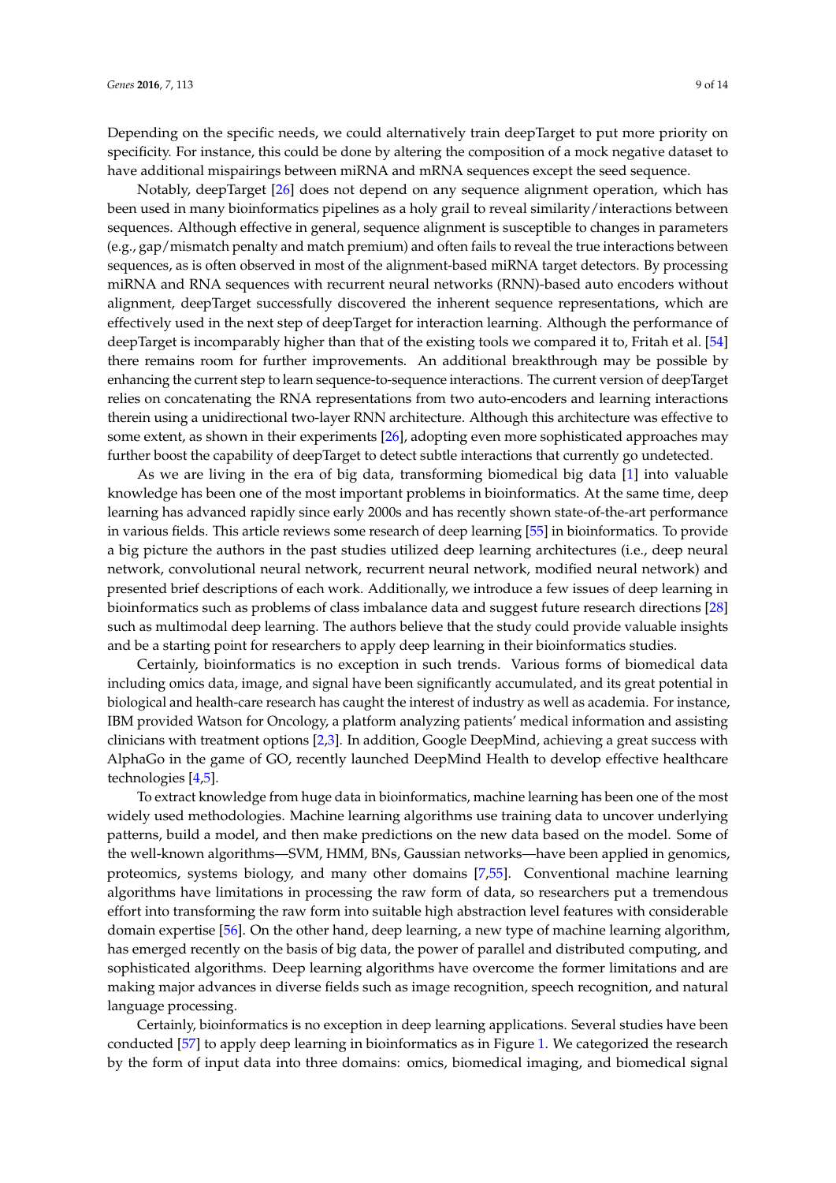Depending on the specific needs, we could alternatively train deepTarget to put more priority on specificity. For instance, this could be done by altering the composition of a mock negative dataset to have additional mispairings between miRNA and mRNA sequences except the seed sequence.

Notably, deepTarget [26] does not depend on any sequence alignment operation, which has been used in many bioinformatics pipelines as a holy grail to reveal similarity/interactions between sequences. Although effective in general, sequence alignment is susceptible to changes in parameters (e.g., gap/mismatch penalty and match premium) and often fails to reveal the true interactions between sequences, as is often observed in most of the alignment-based miRNA target detectors. By processing miRNA and RNA sequences with recurrent neural networks (RNN)-based auto encoders without alignment, deepTarget successfully discovered the inherent sequence representations, which are effectively used in the next step of deepTarget for interaction learning. Although the performance of deepTarget is incomparably higher than that of the existing tools we compared it to, Fritah et al. [54] there remains room for further improvements. An additional breakthrough may be possible by enhancing the current step to learn sequence-to-sequence interactions. The current version of deepTarget relies on concatenating the RNA representations from two auto-encoders and learning interactions therein using a unidirectional two-layer RNN architecture. Although this architecture was effective to some extent, as shown in their experiments [26], adopting even more sophisticated approaches may further boost the capability of deepTarget to detect subtle interactions that currently go undetected.

As we are living in the era of big data, transforming biomedical big data [1] into valuable knowledge has been one of the most important problems in bioinformatics. At the same time, deep learning has advanced rapidly since early 2000s and has recently shown state-of-the-art performance in various fields. This article reviews some research of deep learning [55] in bioinformatics. To provide a big picture the authors in the past studies utilized deep learning architectures (i.e., deep neural network, convolutional neural network, recurrent neural network, modified neural network) and presented brief descriptions of each work. Additionally, we introduce a few issues of deep learning in bioinformatics such as problems of class imbalance data and suggest future research directions [28] such as multimodal deep learning. The authors believe that the study could provide valuable insights and be a starting point for researchers to apply deep learning in their bioinformatics studies.

Certainly, bioinformatics is no exception in such trends. Various forms of biomedical data including omics data, image, and signal have been significantly accumulated, and its great potential in biological and health-care research has caught the interest of industry as well as academia. For instance, IBM provided Watson for Oncology, a platform analyzing patients' medical information and assisting clinicians with treatment options [2,3]. In addition, Google DeepMind, achieving a great success with AlphaGo in the game of GO, recently launched DeepMind Health to develop effective healthcare technologies [4,5].

To extract knowledge from huge data in bioinformatics, machine learning has been one of the most widely used methodologies. Machine learning algorithms use training data to uncover underlying patterns, build a model, and then make predictions on the new data based on the model. Some of the well-known algorithms—SVM, HMM, BNs, Gaussian networks—have been applied in genomics, proteomics, systems biology, and many other domains [7,55]. Conventional machine learning algorithms have limitations in processing the raw form of data, so researchers put a tremendous effort into transforming the raw form into suitable high abstraction level features with considerable domain expertise [56]. On the other hand, deep learning, a new type of machine learning algorithm, has emerged recently on the basis of big data, the power of parallel and distributed computing, and sophisticated algorithms. Deep learning algorithms have overcome the former limitations and are making major advances in diverse fields such as image recognition, speech recognition, and natural language processing.

Certainly, bioinformatics is no exception in deep learning applications. Several studies have been conducted [57] to apply deep learning in bioinformatics as in Figure 1. We categorized the research by the form of input data into three domains: omics, biomedical imaging, and biomedical signal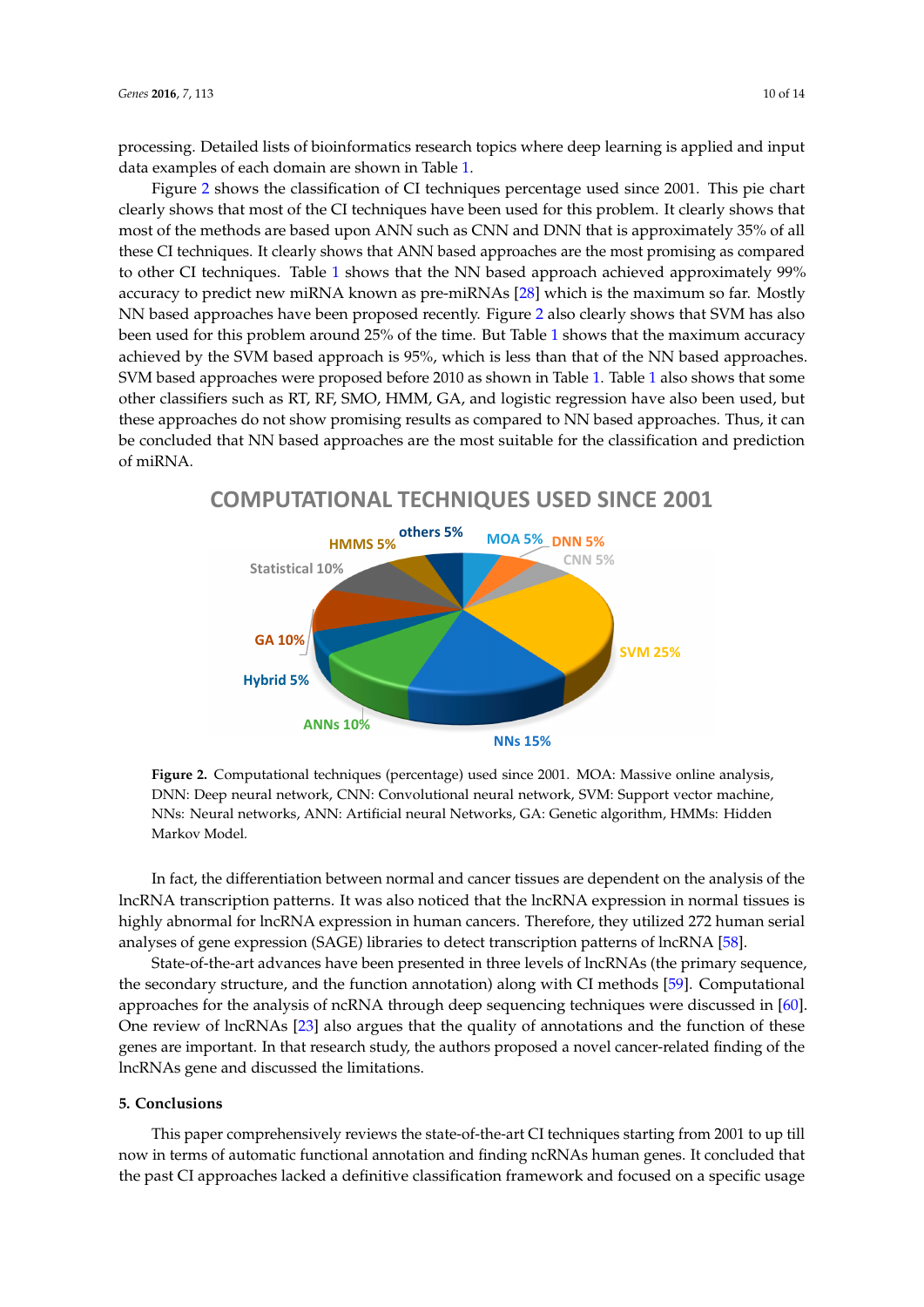processing. Detailed lists of bioinformatics research topics where deep learning is applied and input data examples of each domain are shown in Table 1.

Figure 2 shows the classification of CI techniques percentage used since 2001. This pie chart clearly shows that most of the CI techniques have been used for this problem. It clearly shows that most of the methods are based upon ANN such as CNN and DNN that is approximately 35% of all these CI techniques. It clearly shows that ANN based approaches are the most promising as compared to other CI techniques. Table 1 shows that the NN based approach achieved approximately 99% accuracy to predict new miRNA known as pre-miRNAs [28] which is the maximum so far. Mostly NN based approaches have been proposed recently. Figure 2 also clearly shows that SVM has also been used for this problem around 25% of the time. But Table 1 shows that the maximum accuracy achieved by the SVM based approach is 95%, which is less than that of the NN based approaches. SVM based approaches were proposed before 2010 as shown in Table 1. Table 1 also shows that some other classifiers such as RT, RF, SMO, HMM, GA, and logistic regression have also been used, but these approaches do not show promising results as compared to NN based approaches. Thus, it can be concluded that NN based approaches are the most suitable for the classification and prediction of miRNA.

COMPUTATIONAL TECHNIQUES USED SINCE 2001

others 5%
MOA 5%
DNN 5%
CNN 5%
HMMS 5%
Statistical 10%
GA 10%
SVM 25%
Hybrid 5%
ANNs 10%
NNs 15%

**Figure 2.** Computational techniques (percentage) used since 2001. MOA: Massive online analysis, DNN: Deep neural network, CNN: Convolutional neural network, SVM: Support vector machine, NNs: Neural networks, ANN: Artificial neural Networks, GA: Genetic algorithm, HMMs: Hidden Markov Model.

In fact, the differentiation between normal and cancer tissues are dependent on the analysis of the lncRNA transcription patterns. It was also noticed that the lncRNA expression in normal tissues is highly abnormal for lncRNA expression in human cancers. Therefore, they utilized 272 human serial analyses of gene expression (SAGE) libraries to detect transcription patterns of lncRNA [58].

State-of-the-art advances have been presented in three levels of lncRNAs (the primary sequence, the secondary structure, and the function annotation) along with CI methods [59]. Computational approaches for the analysis of ncRNA through deep sequencing techniques were discussed in [60]. One review of lncRNAs [23] also argues that the quality of annotations and the function of these genes are important. In that research study, the authors proposed a novel cancer-related finding of the lncRNAs gene and discussed the limitations.

## 5. Conclusions

This paper comprehensively reviews the state-of-the-art CI techniques starting from 2001 to up till now in terms of automatic functional annotation and finding ncRNAs human genes. It concluded that the past CI approaches lacked a definitive classification framework and focused on a specific usage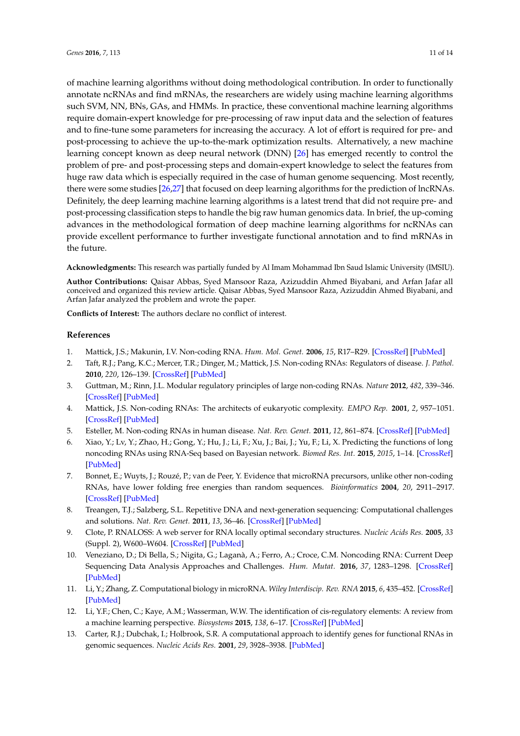of machine learning algorithms without doing methodological contribution. In order to functionally annotate ncRNAs and find mRNAs, the researchers are widely using machine learning algorithms such SVM, NN, BNs, GAs, and HMMs. In practice, these conventional machine learning algorithms require domain-expert knowledge for pre-processing of raw input data and the selection of features and to fine-tune some parameters for increasing the accuracy. A lot of effort is required for pre- and post-processing to achieve the up-to-the-mark optimization results. Alternatively, a new machine learning concept known as deep neural network (DNN) [26] has emerged recently to control the problem of pre- and post-processing steps and domain-expert knowledge to select the features from huge raw data which is especially required in the case of human genome sequencing. Most recently, there were some studies [26,27] that focused on deep learning algorithms for the prediction of lncRNAs. Definitely, the deep learning machine learning algorithms is a latest trend that did not require pre- and post-processing classification steps to handle the big raw human genomics data. In brief, the up-coming advances in the methodological formation of deep machine learning algorithms for ncRNAs can provide excellent performance to further investigate functional annotation and to find mRNAs in the future.

**Acknowledgments:** This research was partially funded by Al Imam Mohammad Ibn Saud Islamic University (IMSIU).

**Author Contributions:** Qaisar Abbas, Syed Mansoor Raza, Azizuddin Ahmed Biyabani, and Arfan Jafar all conceived and organized this review article. Qaisar Abbas, Syed Mansoor Raza, Azizuddin Ahmed Biyabani, and Arfan Jafar analyzed the problem and wrote the paper.

**Conflicts of Interest:** The authors declare no conflict of interest.

## References

1. Mattick, J.S.; Makunin, I.V. Non-coding RNA. *Hum. Mol. Genet.* **2006**, *15*, R17–R29. [CrossRef] [PubMed]
2. Taft, R.J.; Pang, K.C.; Mercer, T.R.; Dinger, M.; Mattick, J.S. Non-coding RNAs: Regulators of disease. *J. Pathol.* **2010**, *220*, 126–139. [CrossRef] [PubMed]
3. Guttman, M.; Rinn, J.L. Modular regulatory principles of large non-coding RNAs. *Nature* **2012**, *482*, 339–346. [CrossRef] [PubMed]
4. Mattick, J.S. Non-coding RNAs: The architects of eukaryotic complexity. *EMPO Rep.* **2001**, *2*, 957–1051. [CrossRef] [PubMed]
5. Esteller, M. Non-coding RNAs in human disease. *Nat. Rev. Genet.* **2011**, *12*, 861–874. [CrossRef] [PubMed]
6. Xiao, Y.; Lv, Y.; Zhao, H.; Gong, Y.; Hu, J.; Li, F.; Xu, J.; Bai, J.; Yu, F.; Li, X. Predicting the functions of long noncoding RNAs using RNA-Seq based on Bayesian network. *Biomed Res. Int.* **2015**, *2015*, 1–14. [CrossRef] [PubMed]
7. Bonnet, E.; Wuyts, J.; Rouzé, P.; van de Peer, Y. Evidence that microRNA precursors, unlike other non-coding RNAs, have lower folding free energies than random sequences. *Bioinformatics* **2004**, *20*, 2911–2917. [CrossRef] [PubMed]
8. Treangen, T.J.; Salzberg, S.L. Repetitive DNA and next-generation sequencing: Computational challenges and solutions. *Nat. Rev. Genet.* **2011**, *13*, 36–46. [CrossRef] [PubMed]
9. Clote, P. RNALOSS: A web server for RNA locally optimal secondary structures. *Nucleic Acids Res.* **2005**, *33* (Suppl. 2), W600–W604. [CrossRef] [PubMed]
10. Veneziano, D.; Di Bella, S.; Nigita, G.; Laganà, A.; Ferro, A.; Croce, C.M. Noncoding RNA: Current Deep Sequencing Data Analysis Approaches and Challenges. *Hum. Mutat.* **2016**, *37*, 1283–1298. [CrossRef] [PubMed]
11. Li, Y.; Zhang, Z. Computational biology in microRNA. *Wiley Interdiscip. Rev. RNA* **2015**, *6*, 435–452. [CrossRef] [PubMed]
12. Li, Y.F.; Chen, C.; Kaye, A.M.; Wasserman, W.W. The identification of cis-regulatory elements: A review from a machine learning perspective. *Biosystems* **2015**, *138*, 6–17. [CrossRef] [PubMed]
13. Carter, R.J.; Dubchak, I.; Holbrook, S.R. A computational approach to identify genes for functional RNAs in genomic sequences. *Nucleic Acids Res.* **2001**, *29*, 3928–3938. [PubMed]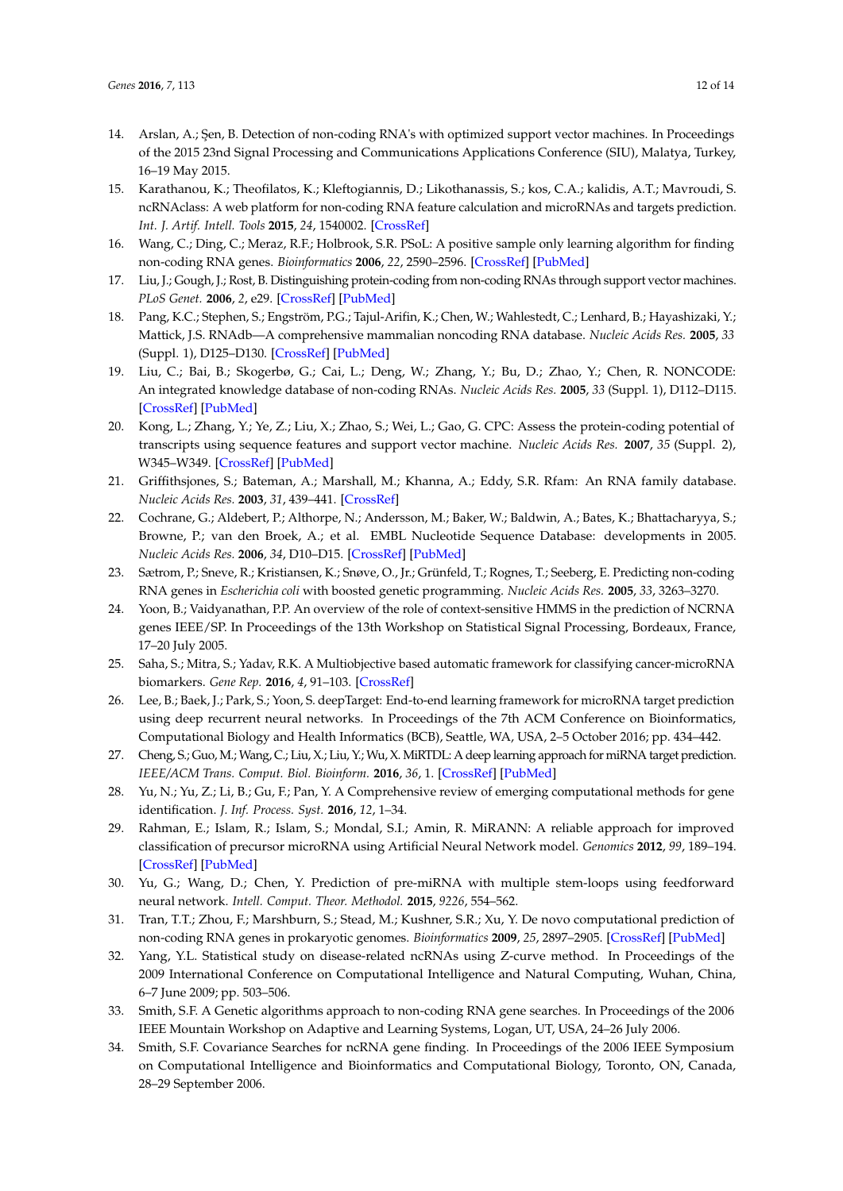14. Arslan, A.; Şen, B. Detection of non-coding RNA's with optimized support vector machines. In Proceedings of the 2015 23nd Signal Processing and Communications Applications Conference (SIU), Malatya, Turkey, 16–19 May 2015.
15. Karathanou, K.; Theofilatos, K.; Kleftogiannis, D.; Likothanassis, S.; kos, C.A.; kalidis, A.T.; Mavroudi, S. ncRNAclass: A web platform for non-coding RNA feature calculation and microRNAs and targets prediction. *Int. J. Artif. Intell. Tools* **2015**, *24*, 1540002. [CrossRef]
16. Wang, C.; Ding, C.; Meraz, R.F.; Holbrook, S.R. PSoL: A positive sample only learning algorithm for finding non-coding RNA genes. *Bioinformatics* **2006**, *22*, 2590–2596. [CrossRef] [PubMed]
17. Liu, J.; Gough, J.; Rost, B. Distinguishing protein-coding from non-coding RNAs through support vector machines. *PLoS Genet.* **2006**, *2*, e29. [CrossRef] [PubMed]
18. Pang, K.C.; Stephen, S.; Engström, P.G.; Tajul-Arifin, K.; Chen, W.; Wahlestedt, C.; Lenhard, B.; Hayashizaki, Y.; Mattick, J.S. RNAdb—A comprehensive mammalian noncoding RNA database. *Nucleic Acids Res.* **2005**, *33* (Suppl. 1), D125–D130. [CrossRef] [PubMed]
19. Liu, C.; Bai, B.; Skogerbø, G.; Cai, L.; Deng, W.; Zhang, Y.; Bu, D.; Zhao, Y.; Chen, R. NONCODE: An integrated knowledge database of non-coding RNAs. *Nucleic Acids Res.* **2005**, *33* (Suppl. 1), D112–D115. [CrossRef] [PubMed]
20. Kong, L.; Zhang, Y.; Ye, Z.; Liu, X.; Zhao, S.; Wei, L.; Gao, G. CPC: Assess the protein-coding potential of transcripts using sequence features and support vector machine. *Nucleic Acids Res.* **2007**, *35* (Suppl. 2), W345–W349. [CrossRef] [PubMed]
21. Griffithsjones, S.; Bateman, A.; Marshall, M.; Khanna, A.; Eddy, S.R. Rfam: An RNA family database. *Nucleic Acids Res.* **2003**, *31*, 439–441. [CrossRef]
22. Cochrane, G.; Aldebert, P.; Althorpe, N.; Andersson, M.; Baker, W.; Baldwin, A.; Bates, K.; Bhattacharyya, S.; Browne, P.; van den Broek, A.; et al. EMBL Nucleotide Sequence Database: developments in 2005. *Nucleic Acids Res.* **2006**, *34*, D10–D15. [CrossRef] [PubMed]
23. Sætrom, P.; Sneve, R.; Kristiansen, K.; Snøve, O., Jr.; Grünfeld, T.; Rognes, T.; Seeberg, E. Predicting non-coding RNA genes in *Escherichia coli* with boosted genetic programming. *Nucleic Acids Res.* **2005**, *33*, 3263–3270.
24. Yoon, B.; Vaidyanathan, P.P. An overview of the role of context-sensitive HMMS in the prediction of NCRNA genes IEEE/SP. In Proceedings of the 13th Workshop on Statistical Signal Processing, Bordeaux, France, 17–20 July 2005.
25. Saha, S.; Mitra, S.; Yadav, R.K. A Multiobjective based automatic framework for classifying cancer-microRNA biomarkers. *Gene Rep.* **2016**, *4*, 91–103. [CrossRef]
26. Lee, B.; Baek, J.; Park, S.; Yoon, S. deepTarget: End-to-end learning framework for microRNA target prediction using deep recurrent neural networks. In Proceedings of the 7th ACM Conference on Bioinformatics, Computational Biology and Health Informatics (BCB), Seattle, WA, USA, 2–5 October 2016; pp. 434–442.
27. Cheng, S.; Guo, M.; Wang, C.; Liu, X.; Liu, Y.; Wu, X. MiRTDL: A deep learning approach for miRNA target prediction. *IEEE/ACM Trans. Comput. Biol. Bioinform.* **2016**, *36*, 1. [CrossRef] [PubMed]
28. Yu, N.; Yu, Z.; Li, B.; Gu, F.; Pan, Y. A Comprehensive review of emerging computational methods for gene identification. *J. Inf. Process. Syst.* **2016**, *12*, 1–34.
29. Rahman, E.; Islam, R.; Islam, S.; Mondal, S.I.; Amin, R. MiRANN: A reliable approach for improved classification of precursor microRNA using Artificial Neural Network model. *Genomics* **2012**, *99*, 189–194. [CrossRef] [PubMed]
30. Yu, G.; Wang, D.; Chen, Y. Prediction of pre-miRNA with multiple stem-loops using feedforward neural network. *Intell. Comput. Theor. Methodol.* **2015**, *9226*, 554–562.
31. Tran, T.T.; Zhou, F.; Marshburn, S.; Stead, M.; Kushner, S.R.; Xu, Y. De novo computational prediction of non-coding RNA genes in prokaryotic genomes. *Bioinformatics* **2009**, *25*, 2897–2905. [CrossRef] [PubMed]
32. Yang, Y.L. Statistical study on disease-related ncRNAs using Z-curve method. In Proceedings of the 2009 International Conference on Computational Intelligence and Natural Computing, Wuhan, China, 6–7 June 2009; pp. 503–506.
33. Smith, S.F. A Genetic algorithms approach to non-coding RNA gene searches. In Proceedings of the 2006 IEEE Mountain Workshop on Adaptive and Learning Systems, Logan, UT, USA, 24–26 July 2006.
34. Smith, S.F. Covariance Searches for ncRNA gene finding. In Proceedings of the 2006 IEEE Symposium on Computational Intelligence and Bioinformatics and Computational Biology, Toronto, ON, Canada, 28–29 September 2006.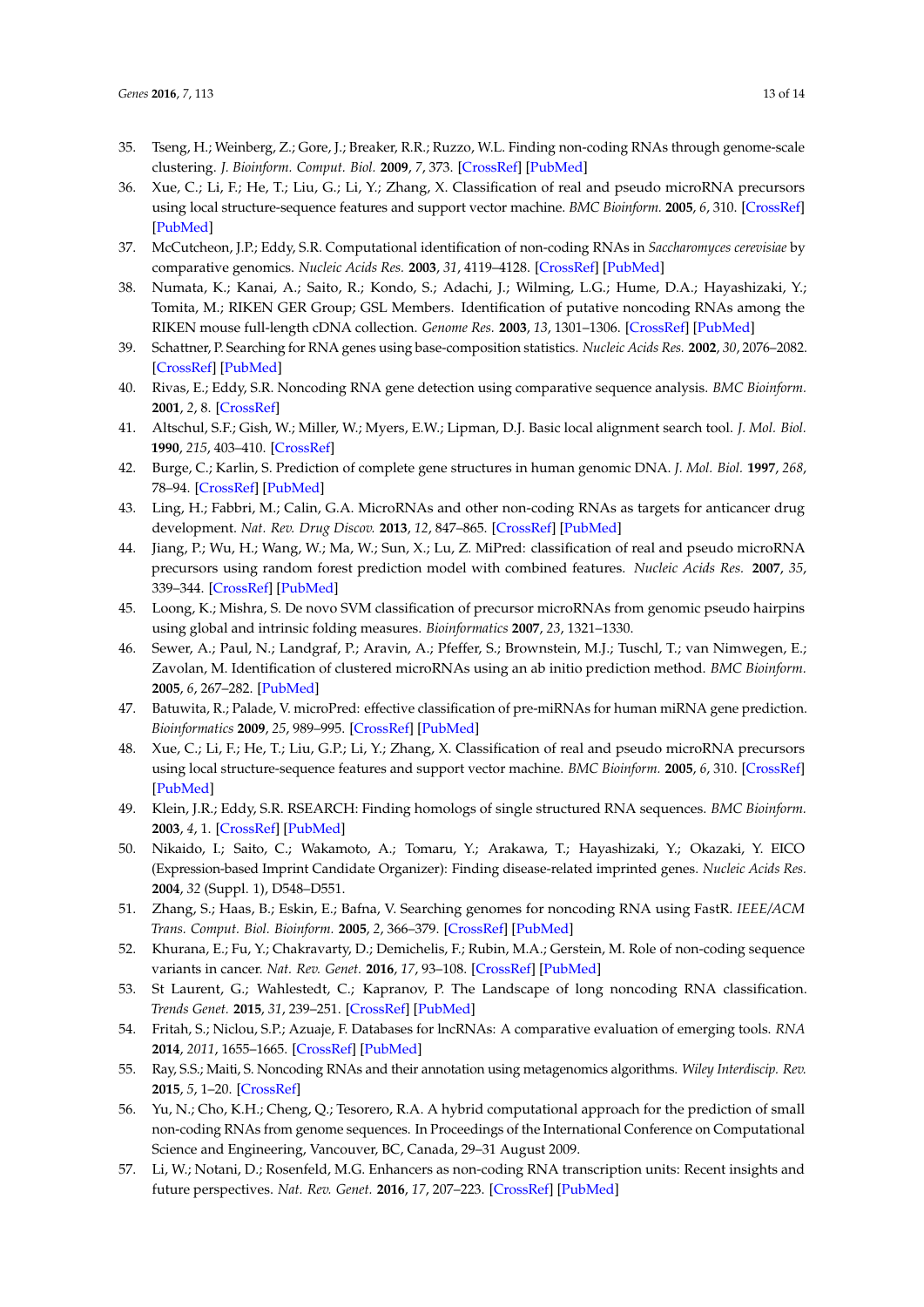35. Tseng, H.; Weinberg, Z.; Gore, J.; Breaker, R.R.; Ruzzo, W.L. Finding non-coding RNAs through genome-scale clustering. *J. Bioinform. Comput. Biol.* **2009**, *7*, 373. [CrossRef] [PubMed]
36. Xue, C.; Li, F.; He, T.; Liu, G.; Li, Y.; Zhang, X. Classification of real and pseudo microRNA precursors using local structure-sequence features and support vector machine. *BMC Bioinform.* **2005**, *6*, 310. [CrossRef] [PubMed]
37. McCutcheon, J.P.; Eddy, S.R. Computational identification of non-coding RNAs in *Saccharomyces cerevisiae* by comparative genomics. *Nucleic Acids Res.* **2003**, *31*, 4119–4128. [CrossRef] [PubMed]
38. Numata, K.; Kanai, A.; Saito, R.; Kondo, S.; Adachi, J.; Wilming, L.G.; Hume, D.A.; Hayashizaki, Y.; Tomita, M.; RIKEN GER Group; GSL Members. Identification of putative noncoding RNAs among the RIKEN mouse full-length cDNA collection. *Genome Res.* **2003**, *13*, 1301–1306. [CrossRef] [PubMed]
39. Schattner, P. Searching for RNA genes using base-composition statistics. *Nucleic Acids Res.* **2002**, *30*, 2076–2082. [CrossRef] [PubMed]
40. Rivas, E.; Eddy, S.R. Noncoding RNA gene detection using comparative sequence analysis. *BMC Bioinform.* **2001**, *2*, 8. [CrossRef]
41. Altschul, S.F.; Gish, W.; Miller, W.; Myers, E.W.; Lipman, D.J. Basic local alignment search tool. *J. Mol. Biol.* **1990**, *215*, 403–410. [CrossRef]
42. Burge, C.; Karlin, S. Prediction of complete gene structures in human genomic DNA. *J. Mol. Biol.* **1997**, *268*, 78–94. [CrossRef] [PubMed]
43. Ling, H.; Fabbri, M.; Calin, G.A. MicroRNAs and other non-coding RNAs as targets for anticancer drug development. *Nat. Rev. Drug Discov.* **2013**, *12*, 847–865. [CrossRef] [PubMed]
44. Jiang, P.; Wu, H.; Wang, W.; Ma, W.; Sun, X.; Lu, Z. MiPred: classification of real and pseudo microRNA precursors using random forest prediction model with combined features. *Nucleic Acids Res.* **2007**, *35*, 339–344. [CrossRef] [PubMed]
45. Loong, K.; Mishra, S. De novo SVM classification of precursor microRNAs from genomic pseudo hairpins using global and intrinsic folding measures. *Bioinformatics* **2007**, *23*, 1321–1330.
46. Sewer, A.; Paul, N.; Landgraf, P.; Aravin, A.; Pfeffer, S.; Brownstein, M.J.; Tuschl, T.; van Nimwegen, E.; Zavolan, M. Identification of clustered microRNAs using an ab initio prediction method. *BMC Bioinform.* **2005**, *6*, 267–282. [PubMed]
47. Batuwita, R.; Palade, V. microPred: effective classification of pre-miRNAs for human miRNA gene prediction. *Bioinformatics* **2009**, *25*, 989–995. [CrossRef] [PubMed]
48. Xue, C.; Li, F.; He, T.; Liu, G.P.; Li, Y.; Zhang, X. Classification of real and pseudo microRNA precursors using local structure-sequence features and support vector machine. *BMC Bioinform.* **2005**, *6*, 310. [CrossRef] [PubMed]
49. Klein, J.R.; Eddy, S.R. RSEARCH: Finding homologs of single structured RNA sequences. *BMC Bioinform.* **2003**, *4*, 1. [CrossRef] [PubMed]
50. Nikaido, I.; Saito, C.; Wakamoto, A.; Tomaru, Y.; Arakawa, T.; Hayashizaki, Y.; Okazaki, Y. EICO (Expression-based Imprint Candidate Organizer): Finding disease-related imprinted genes. *Nucleic Acids Res.* **2004**, *32* (Suppl. 1), D548–D551.
51. Zhang, S.; Haas, B.; Eskin, E.; Bafna, V. Searching genomes for noncoding RNA using FastR. *IEEE/ACM Trans. Comput. Biol. Bioinform.* **2005**, *2*, 366–379. [CrossRef] [PubMed]
52. Khurana, E.; Fu, Y.; Chakravarty, D.; Demichelis, F.; Rubin, M.A.; Gerstein, M. Role of non-coding sequence variants in cancer. *Nat. Rev. Genet.* **2016**, *17*, 93–108. [CrossRef] [PubMed]
53. St Laurent, G.; Wahlestedt, C.; Kapranov, P. The Landscape of long noncoding RNA classification. *Trends Genet.* **2015**, *31*, 239–251. [CrossRef] [PubMed]
54. Fritah, S.; Niclou, S.P.; Azuaje, F. Databases for lncRNAs: A comparative evaluation of emerging tools. *RNA* **2014**, *2011*, 1655–1665. [CrossRef] [PubMed]
55. Ray, S.S.; Maiti, S. Noncoding RNAs and their annotation using metagenomics algorithms. *Wiley Interdiscip. Rev.* **2015**, *5*, 1–20. [CrossRef]
56. Yu, N.; Cho, K.H.; Cheng, Q.; Tesorero, R.A. A hybrid computational approach for the prediction of small non-coding RNAs from genome sequences. In Proceedings of the International Conference on Computational Science and Engineering, Vancouver, BC, Canada, 29–31 August 2009.
57. Li, W.; Notani, D.; Rosenfeld, M.G. Enhancers as non-coding RNA transcription units: Recent insights and future perspectives. *Nat. Rev. Genet.* **2016**, *17*, 207–223. [CrossRef] [PubMed]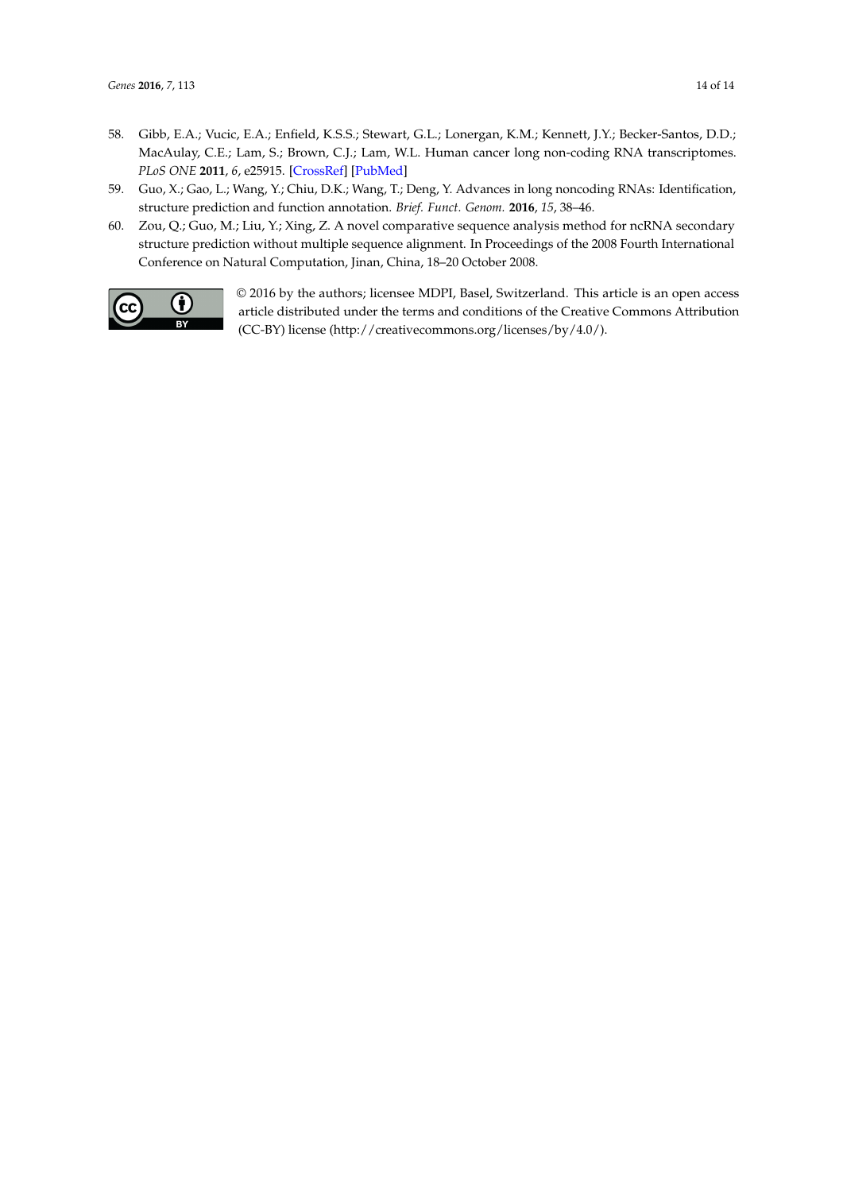58. Gibb, E.A.; Vucic, E.A.; Enfield, K.S.S.; Stewart, G.L.; Lonergan, K.M.; Kennett, J.Y.; Becker-Santos, D.D.; MacAulay, C.E.; Lam, S.; Brown, C.J.; Lam, W.L. Human cancer long non-coding RNA transcriptomes. *PLoS ONE* **2011**, *6*, e25915. [CrossRef] [PubMed]
59. Guo, X.; Gao, L.; Wang, Y.; Chiu, D.K.; Wang, T.; Deng, Y. Advances in long noncoding RNAs: Identification, structure prediction and function annotation. *Brief. Funct. Genom.* **2016**, *15*, 38–46.
60. Zou, Q.; Guo, M.; Liu, Y.; Xing, Z. A novel comparative sequence analysis method for ncRNA secondary structure prediction without multiple sequence alignment. In Proceedings of the 2008 Fourth International Conference on Natural Computation, Jinan, China, 18–20 October 2008.

© 2016 by the authors; licensee MDPI, Basel, Switzerland. This article is an open access article distributed under the terms and conditions of the Creative Commons Attribution (CC-BY) license (http://creativecommons.org/licenses/by/4.0/).